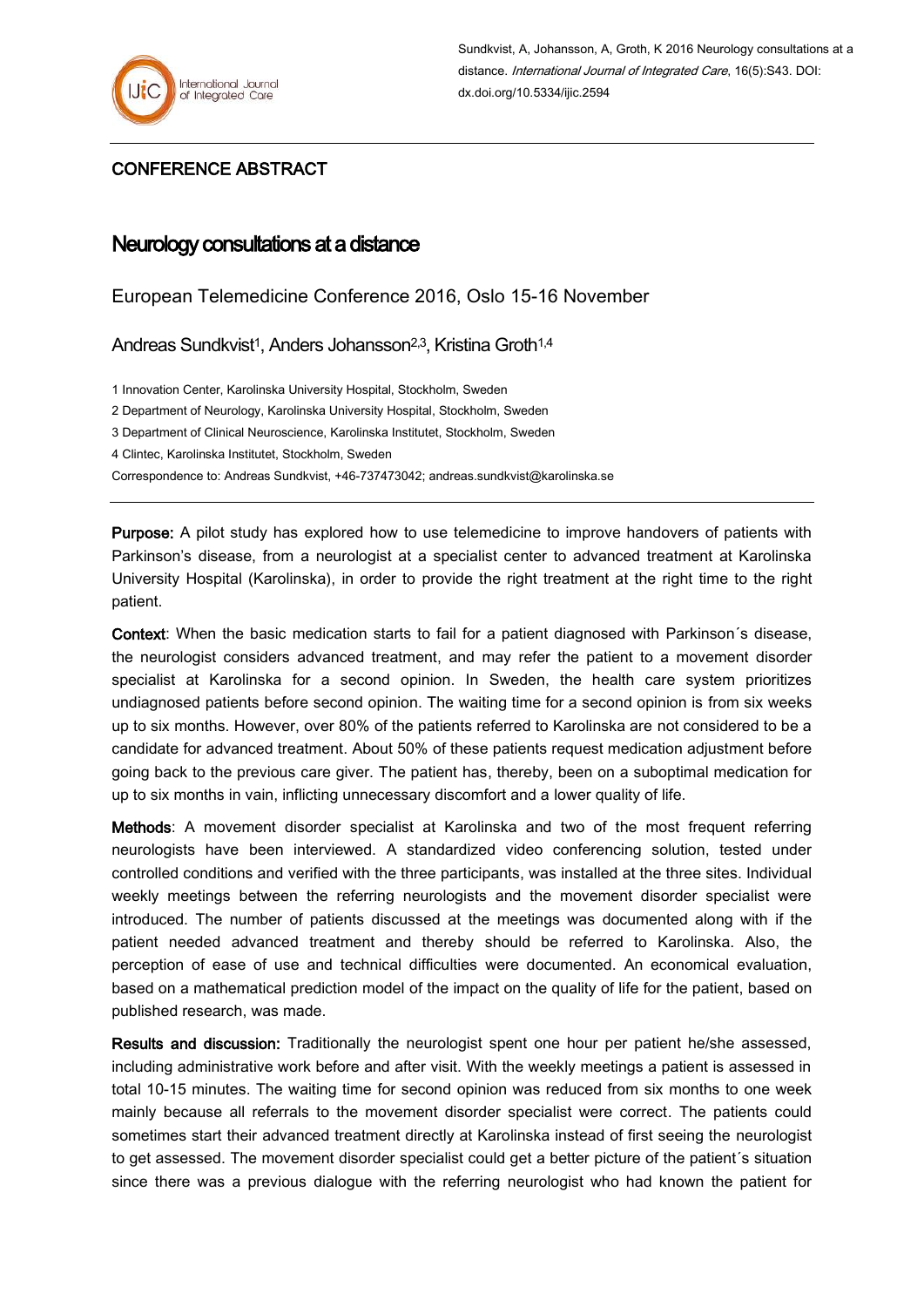Sundkvist, A, Johansson, A, Groth, K 2016 Neurology consultations at a distance. *International Journal of Integrated Care*, 16(5):S43. DOI: dx.doi.org/10.5334/ijic.2594

CONFERENCE ABSTRACT

# Neurology consultations at a distance

European Telemedicine Conference 2016, Oslo 15-16 November

Andreas Sundkvist[1], Anders Johansson[2,3], Kristina Groth[1,4]

1 Innovation Center, Karolinska University Hospital, Stockholm, Sweden

2 Department of Neurology, Karolinska University Hospital, Stockholm, Sweden

3 Department of Clinical Neuroscience, Karolinska Institutet, Stockholm, Sweden

4 Clintec, Karolinska Institutet, Stockholm, Sweden

Correspondence to: Andreas Sundkvist, +46-737473042; andreas.sundkvist@karolinska.se

---

**Purpose:** A pilot study has explored how to use telemedicine to improve handovers of patients with Parkinson's disease, from a neurologist at a specialist center to advanced treatment at Karolinska University Hospital (Karolinska), in order to provide the right treatment at the right time to the right patient.

**Context**: When the basic medication starts to fail for a patient diagnosed with Parkinson´s disease, the neurologist considers advanced treatment, and may refer the patient to a movement disorder specialist at Karolinska for a second opinion. In Sweden, the health care system prioritizes undiagnosed patients before second opinion. The waiting time for a second opinion is from six weeks up to six months. However, over 80% of the patients referred to Karolinska are not considered to be a candidate for advanced treatment. About 50% of these patients request medication adjustment before going back to the previous care giver. The patient has, thereby, been on a suboptimal medication for up to six months in vain, inflicting unnecessary discomfort and a lower quality of life.

**Methods**: A movement disorder specialist at Karolinska and two of the most frequent referring neurologists have been interviewed. A standardized video conferencing solution, tested under controlled conditions and verified with the three participants, was installed at the three sites. Individual weekly meetings between the referring neurologists and the movement disorder specialist were introduced. The number of patients discussed at the meetings was documented along with if the patient needed advanced treatment and thereby should be referred to Karolinska. Also, the perception of ease of use and technical difficulties were documented. An economical evaluation, based on a mathematical prediction model of the impact on the quality of life for the patient, based on published research, was made.

**Results and discussion:** Traditionally the neurologist spent one hour per patient he/she assessed, including administrative work before and after visit. With the weekly meetings a patient is assessed in total 10-15 minutes. The waiting time for second opinion was reduced from six months to one week mainly because all referrals to the movement disorder specialist were correct. The patients could sometimes start their advanced treatment directly at Karolinska instead of first seeing the neurologist to get assessed. The movement disorder specialist could get a better picture of the patient´s situation since there was a previous dialogue with the referring neurologist who had known the patient for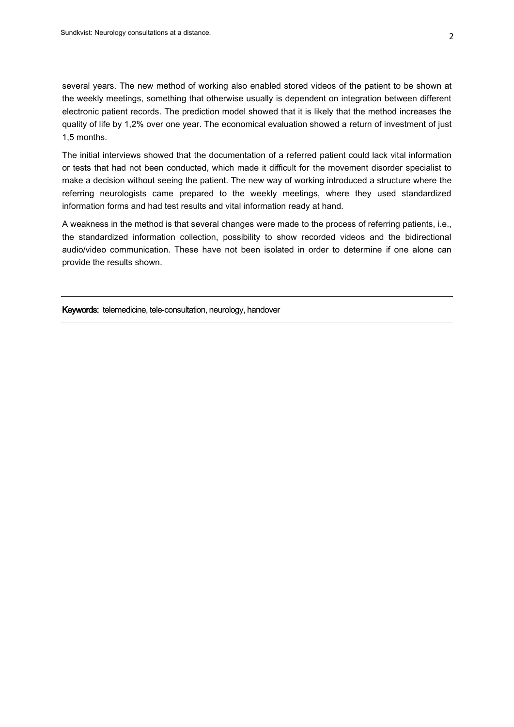several years. The new method of working also enabled stored videos of the patient to be shown at the weekly meetings, something that otherwise usually is dependent on integration between different electronic patient records. The prediction model showed that it is likely that the method increases the quality of life by 1,2% over one year. The economical evaluation showed a return of investment of just 1,5 months.

The initial interviews showed that the documentation of a referred patient could lack vital information or tests that had not been conducted, which made it difficult for the movement disorder specialist to make a decision without seeing the patient. The new way of working introduced a structure where the referring neurologists came prepared to the weekly meetings, where they used standardized information forms and had test results and vital information ready at hand.

A weakness in the method is that several changes were made to the process of referring patients, i.e., the standardized information collection, possibility to show recorded videos and the bidirectional audio/video communication. These have not been isolated in order to determine if one alone can provide the results shown.

---

**Keywords:** telemedicine, tele-consultation, neurology, handover

---